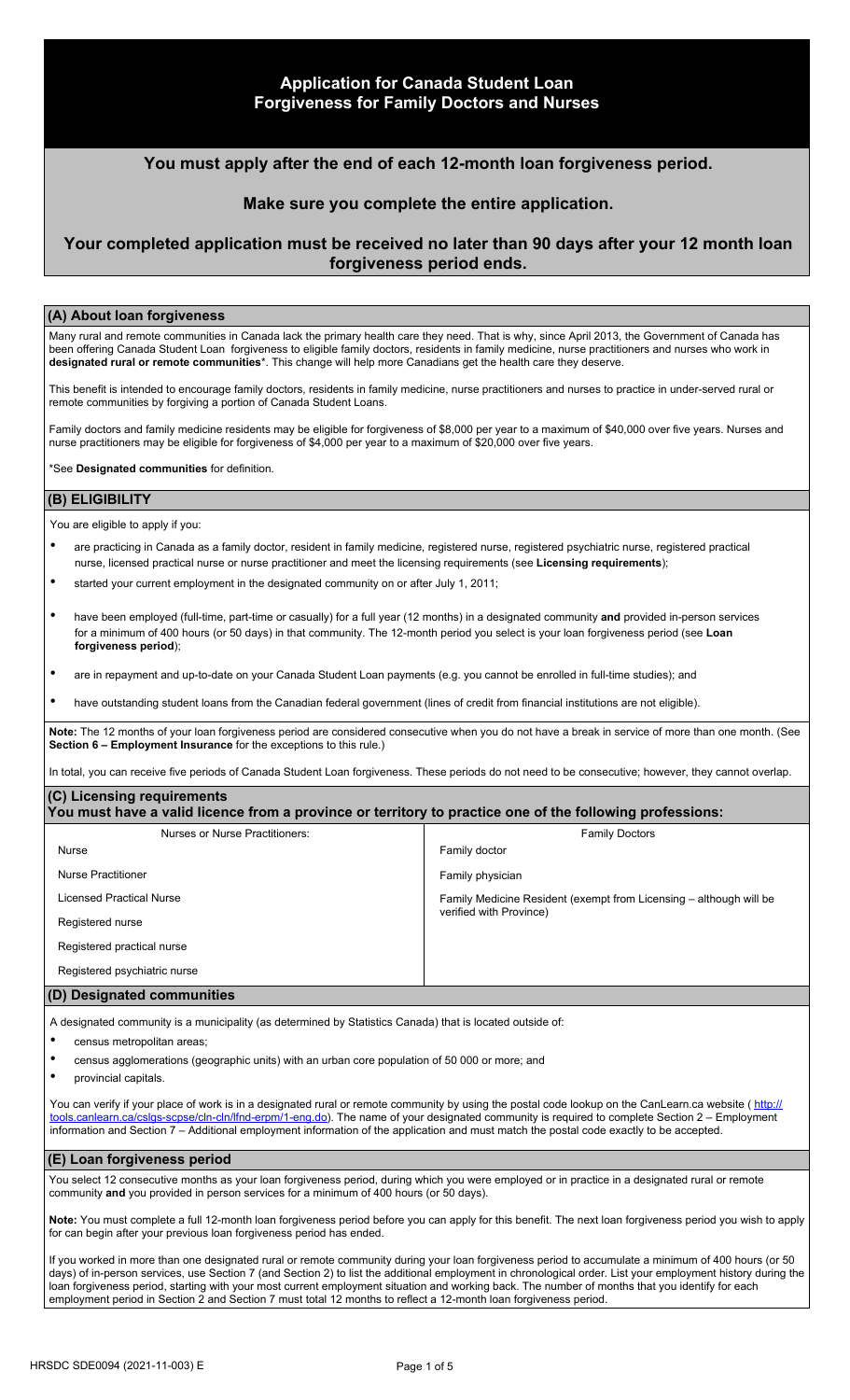# Application for Canada Student Loan Forgiveness for Family Doctors and Nurses

## You must apply after the end of each 12-month loan forgiveness period.

## Make sure you complete the entire application.

## Your completed application must be received no later than 90 days after your 12 month loan forgiveness period ends.

### (A) About loan forgiveness

Many rural and remote communities in Canada lack the primary health care they need. That is why, since April 2013, the Government of Canada has been offering Canada Student Loan forgiveness to eligible family doctors, residents in family medicine, nurse practitioners and nurses who work in **designated rural or remote communities***. This change will help more Canadians get the health care they deserve.

This benefit is intended to encourage family doctors, residents in family medicine, nurse practitioners and nurses to practice in under-served rural or remote communities by forgiving a portion of Canada Student Loans.

Family doctors and family medicine residents may be eligible for forgiveness of $8,000 per year to a maximum of $40,000 over five years. Nurses and nurse practitioners may be eligible for forgiveness of $4,000 per year to a maximum of $20,000 over five years.

*See **Designated communities** for definition.

### (B) ELIGIBILITY

You are eligible to apply if you:

- are practicing in Canada as a family doctor, resident in family medicine, registered nurse, registered psychiatric nurse, registered practical nurse, licensed practical nurse or nurse practitioner and meet the licensing requirements (see **Licensing requirements**);
- started your current employment in the designated community on or after July 1, 2011;
- have been employed (full-time, part-time or casually) for a full year (12 months) in a designated community **and** provided in-person services for a minimum of 400 hours (or 50 days) in that community. The 12-month period you select is your loan forgiveness period (see **Loan forgiveness period**);
- are in repayment and up-to-date on your Canada Student Loan payments (e.g. you cannot be enrolled in full-time studies); and
- have outstanding student loans from the Canadian federal government (lines of credit from financial institutions are not eligible).

**Note:** The 12 months of your loan forgiveness period are considered consecutive when you do not have a break in service of more than one month. (See **Section 6 – Employment Insurance** for the exceptions to this rule.)

In total, you can receive five periods of Canada Student Loan forgiveness. These periods do not need to be consecutive; however, they cannot overlap.

### (C) Licensing requirements

**You must have a valid licence from a province or territory to practice one of the following professions:**

| Nurses or Nurse Practitioners: | Family Doctors |
|---|---|
| Nurse | Family doctor |
| Nurse Practitioner | Family physician |
| Licensed Practical Nurse | Family Medicine Resident (exempt from Licensing – although will be verified with Province) |
| Registered nurse | |
| Registered practical nurse | |
| Registered psychiatric nurse | |

### (D) Designated communities

A designated community is a municipality (as determined by Statistics Canada) that is located outside of:

- census metropolitan areas;
- census agglomerations (geographic units) with an urban core population of 50 000 or more; and
- provincial capitals.

You can verify if your place of work is in a designated rural or remote community by using the postal code lookup on the CanLearn.ca website ( http://tools.canlearn.ca/cslgs-scpse/cln-cln/lfnd-erpm/1-eng.do). The name of your designated community is required to complete Section 2 – Employment information and Section 7 – Additional employment information of the application and must match the postal code exactly to be accepted.

### (E) Loan forgiveness period

You select 12 consecutive months as your loan forgiveness period, during which you were employed or in practice in a designated rural or remote community **and** you provided in person services for a minimum of 400 hours (or 50 days).

**Note:** You must complete a full 12-month loan forgiveness period before you can apply for this benefit. The next loan forgiveness period you wish to apply for can begin after your previous loan forgiveness period has ended.

If you worked in more than one designated rural or remote community during your loan forgiveness period to accumulate a minimum of 400 hours (or 50 days) of in-person services, use Section 7 (and Section 2) to list the additional employment in chronological order. List your employment history during the loan forgiveness period, starting with your most current employment situation and working back. The number of months that you identify for each employment period in Section 2 and Section 7 must total 12 months to reflect a 12-month loan forgiveness period.

HRSDC SDE0094 (2021-11-003) E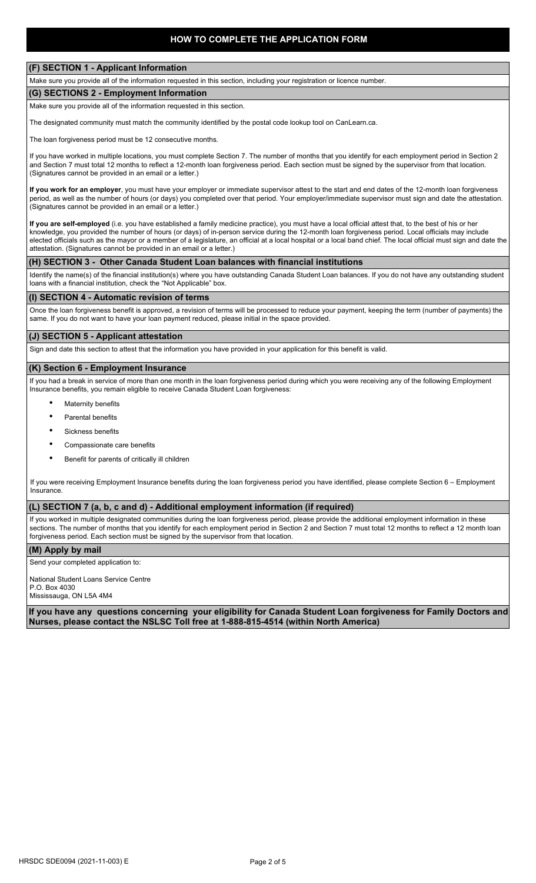# HOW TO COMPLETE THE APPLICATION FORM

## (F) SECTION 1 - Applicant Information

Make sure you provide all of the information requested in this section, including your registration or licence number.

## (G) SECTIONS 2 - Employment Information

Make sure you provide all of the information requested in this section.

The designated community must match the community identified by the postal code lookup tool on CanLearn.ca.

The loan forgiveness period must be 12 consecutive months.

If you have worked in multiple locations, you must complete Section 7. The number of months that you identify for each employment period in Section 2 and Section 7 must total 12 months to reflect a 12-month loan forgiveness period. Each section must be signed by the supervisor from that location. (Signatures cannot be provided in an email or a letter.)

**If you work for an employer**, you must have your employer or immediate supervisor attest to the start and end dates of the 12-month loan forgiveness period, as well as the number of hours (or days) you completed over that period. Your employer/immediate supervisor must sign and date the attestation. (Signatures cannot be provided in an email or a letter.)

**If you are self-employed** (i.e. you have established a family medicine practice), you must have a local official attest that, to the best of his or her knowledge, you provided the number of hours (or days) of in-person service during the 12-month loan forgiveness period. Local officials may include elected officials such as the mayor or a member of a legislature, an official at a local hospital or a local band chief. The local official must sign and date the attestation. (Signatures cannot be provided in an email or a letter.)

## (H) SECTION 3 - Other Canada Student Loan balances with financial institutions

Identify the name(s) of the financial institution(s) where you have outstanding Canada Student Loan balances. If you do not have any outstanding student loans with a financial institution, check the "Not Applicable" box.

## (I) SECTION 4 - Automatic revision of terms

Once the loan forgiveness benefit is approved, a revision of terms will be processed to reduce your payment, keeping the term (number of payments) the same. If you do not want to have your loan payment reduced, please initial in the space provided.

## (J) SECTION 5 - Applicant attestation

Sign and date this section to attest that the information you have provided in your application for this benefit is valid.

## (K) Section 6 - Employment Insurance

If you had a break in service of more than one month in the loan forgiveness period during which you were receiving any of the following Employment Insurance benefits, you remain eligible to receive Canada Student Loan forgiveness:

- Maternity benefits
- Parental benefits
- Sickness benefits
- Compassionate care benefits
- Benefit for parents of critically ill children

If you were receiving Employment Insurance benefits during the loan forgiveness period you have identified, please complete Section 6 – Employment Insurance.

## (L) SECTION 7 (a, b, c and d) - Additional employment information (if required)

If you worked in multiple designated communities during the loan forgiveness period, please provide the additional employment information in these sections. The number of months that you identify for each employment period in Section 2 and Section 7 must total 12 months to reflect a 12 month loan forgiveness period. Each section must be signed by the supervisor from that location.

## (M) Apply by mail

Send your completed application to:

National Student Loans Service Centre
P.O. Box 4030
Mississauga, ON L5A 4M4

**If you have any questions concerning your eligibility for Canada Student Loan forgiveness for Family Doctors and Nurses, please contact the NSLSC Toll free at 1-888-815-4514 (within North America)**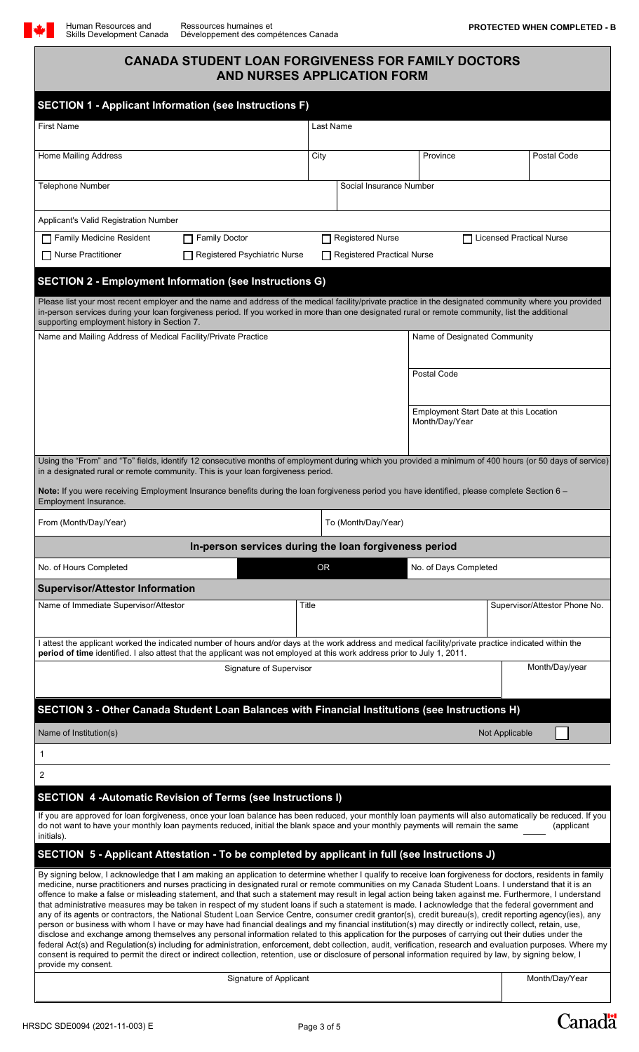Human Resources and Skills Development Canada — Ressources humaines et Développement des compétences Canada

**PROTECTED WHEN COMPLETED - B**

# CANADA STUDENT LOAN FORGIVENESS FOR FAMILY DOCTORS AND NURSES APPLICATION FORM

## SECTION 1 - Applicant Information (see Instructions F)

| First Name | Last Name | | |
|---|---|---|---|
| | | | |
| **Home Mailing Address** | **City** | **Province** | **Postal Code** |
| | | | |
| **Telephone Number** | **Social Insurance Number** | | |
| | | | |

Applicant's Valid Registration Number

- ☐ Family Medicine Resident
- ☐ Family Doctor
- ☐ Registered Nurse
- ☐ Licensed Practical Nurse
- ☐ Nurse Practitioner
- ☐ Registered Psychiatric Nurse
- ☐ Registered Practical Nurse

## SECTION 2 - Employment Information (see Instructions G)

Please list your most recent employer and the name and address of the medical facility/private practice in the designated community where you provided in-person services during your loan forgiveness period. If you worked in more than one designated rural or remote community, list the additional supporting employment history in Section 7.

| Name and Mailing Address of Medical Facility/Private Practice | Name of Designated Community |
|---|---|
| | |
| | Postal Code |
| | |
| | Employment Start Date at this Location Month/Day/Year |
| | |

Using the "From" and "To" fields, identify 12 consecutive months of employment during which you provided a minimum of 400 hours (or 50 days of service) in a designated rural or remote community. This is your loan forgiveness period.

**Note:** If you were receiving Employment Insurance benefits during the loan forgiveness period you have identified, please complete Section 6 – Employment Insurance.

| From (Month/Day/Year) | To (Month/Day/Year) |
|---|---|
| | |

### In-person services during the loan forgiveness period

| No. of Hours Completed | OR | No. of Days Completed |
|---|---|---|
| | | |

### Supervisor/Attestor Information

| Name of Immediate Supervisor/Attestor | Title | Supervisor/Attestor Phone No. |
|---|---|---|
| | | |

I attest the applicant worked the indicated number of hours and/or days at the work address and medical facility/private practice indicated within the **period of time** identified. I also attest that the applicant was not employed at this work address prior to July 1, 2011.

| Signature of Supervisor | Month/Day/year |
|---|---|
| | |

## SECTION 3 - Other Canada Student Loan Balances with Financial Institutions (see Instructions H)

Name of Institution(s) — Not Applicable ☐

1

2

## SECTION 4 -Automatic Revision of Terms (see Instructions I)

If you are approved for loan forgiveness, once your loan balance has been reduced, your monthly loan payments will also automatically be reduced. If you do not want to have your monthly loan payments reduced, initial the blank space and your monthly payments will remain the same ____ (applicant initials).

## SECTION 5 - Applicant Attestation - To be completed by applicant in full (see Instructions J)

By signing below, I acknowledge that I am making an application to determine whether I qualify to receive loan forgiveness for doctors, residents in family medicine, nurse practitioners and nurses practicing in designated rural or remote communities on my Canada Student Loans. I understand that it is an offence to make a false or misleading statement, and that such a statement may result in legal action being taken against me. Furthermore, I understand that administrative measures may be taken in respect of my student loans if such a statement is made. I acknowledge that the federal government and any of its agents or contractors, the National Student Loan Service Centre, consumer credit grantor(s), credit bureau(s), credit reporting agency(ies), any person or business with whom I have or may have had financial dealings and my financial institution(s) may directly or indirectly collect, retain, use, disclose and exchange among themselves any personal information related to this application for the purposes of carrying out their duties under the federal Act(s) and Regulation(s) including for administration, enforcement, debt collection, audit, verification, research and evaluation purposes. Where my consent is required to permit the direct or indirect collection, retention, use or disclosure of personal information required by law, by signing below, I provide my consent.

| Signature of Applicant | Month/Day/Year |
|---|---|
| | |

HRSDC SDE0094 (2021-11-003) E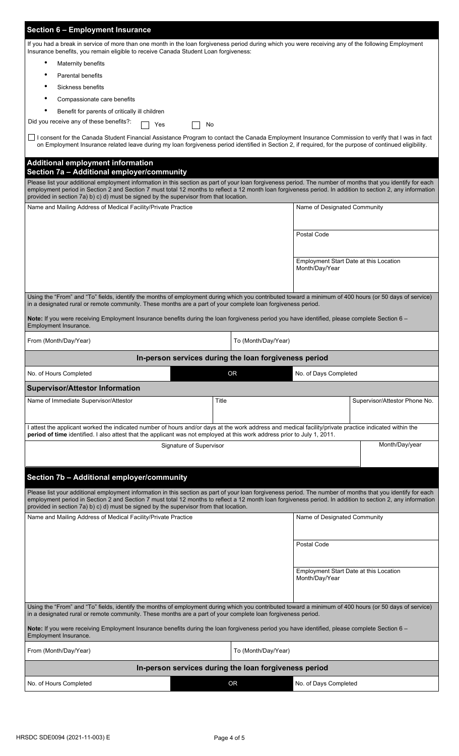## Section 6 – Employment Insurance

If you had a break in service of more than one month in the loan forgiveness period during which you were receiving any of the following Employment Insurance benefits, you remain eligible to receive Canada Student Loan forgiveness:

- Maternity benefits
- Parental benefits
- Sickness benefits
- Compassionate care benefits
- Benefit for parents of critically ill children

Did you receive any of these benefits?: ☐ Yes ☐ No

☐ I consent for the Canada Student Financial Assistance Program to contact the Canada Employment Insurance Commission to verify that I was in fact on Employment Insurance related leave during my loan forgiveness period identified in Section 2, if required, for the purpose of continued eligibility.

## Additional employment information

## Section 7a – Additional employer/community

Please list your additional employment information in this section as part of your loan forgiveness period. The number of months that you identify for each employment period in Section 2 and Section 7 must total 12 months to reflect a 12 month loan forgiveness period. In addition to section 2, any information provided in section 7a) b) c) d) must be signed by the supervisor from that location.

| Name and Mailing Address of Medical Facility/Private Practice | Name of Designated Community |
|---|---|
| | Postal Code |
| | Employment Start Date at this Location Month/Day/Year |

Using the "From" and "To" fields, identify the months of employment during which you contributed toward a minimum of 400 hours (or 50 days of service) in a designated rural or remote community. These months are a part of your complete loan forgiveness period.

**Note:** If you were receiving Employment Insurance benefits during the loan forgiveness period you have identified, please complete Section 6 – Employment Insurance.

| From (Month/Day/Year) | To (Month/Day/Year) |
|---|---|
| | |

### In-person services during the loan forgiveness period

| No. of Hours Completed | OR | No. of Days Completed |
|---|---|---|
| | | |

### Supervisor/Attestor Information

| Name of Immediate Supervisor/Attestor | Title | Supervisor/Attestor Phone No. |
|---|---|---|
| | | |

I attest the applicant worked the indicated number of hours and/or days at the work address and medical facility/private practice indicated within the **period of time** identified. I also attest that the applicant was not employed at this work address prior to July 1, 2011.

| Signature of Supervisor | Month/Day/year |
|---|---|
| | |

## Section 7b – Additional employer/community

Please list your additional employment information in this section as part of your loan forgiveness period. The number of months that you identify for each employment period in Section 2 and Section 7 must total 12 months to reflect a 12 month loan forgiveness period. In addition to section 2, any information provided in section 7a) b) c) d) must be signed by the supervisor from that location.

| Name and Mailing Address of Medical Facility/Private Practice | Name of Designated Community |
|---|---|
| | Postal Code |
| | Employment Start Date at this Location Month/Day/Year |

Using the "From" and "To" fields, identify the months of employment during which you contributed toward a minimum of 400 hours (or 50 days of service) in a designated rural or remote community. These months are a part of your complete loan forgiveness period.

**Note:** If you were receiving Employment Insurance benefits during the loan forgiveness period you have identified, please complete Section 6 – Employment Insurance.

| From (Month/Day/Year) | To (Month/Day/Year) |
|---|---|
| | |

### In-person services during the loan forgiveness period

| No. of Hours Completed | OR | No. of Days Completed |
|---|---|---|
| | | |

HRSDC SDE0094 (2021-11-003) E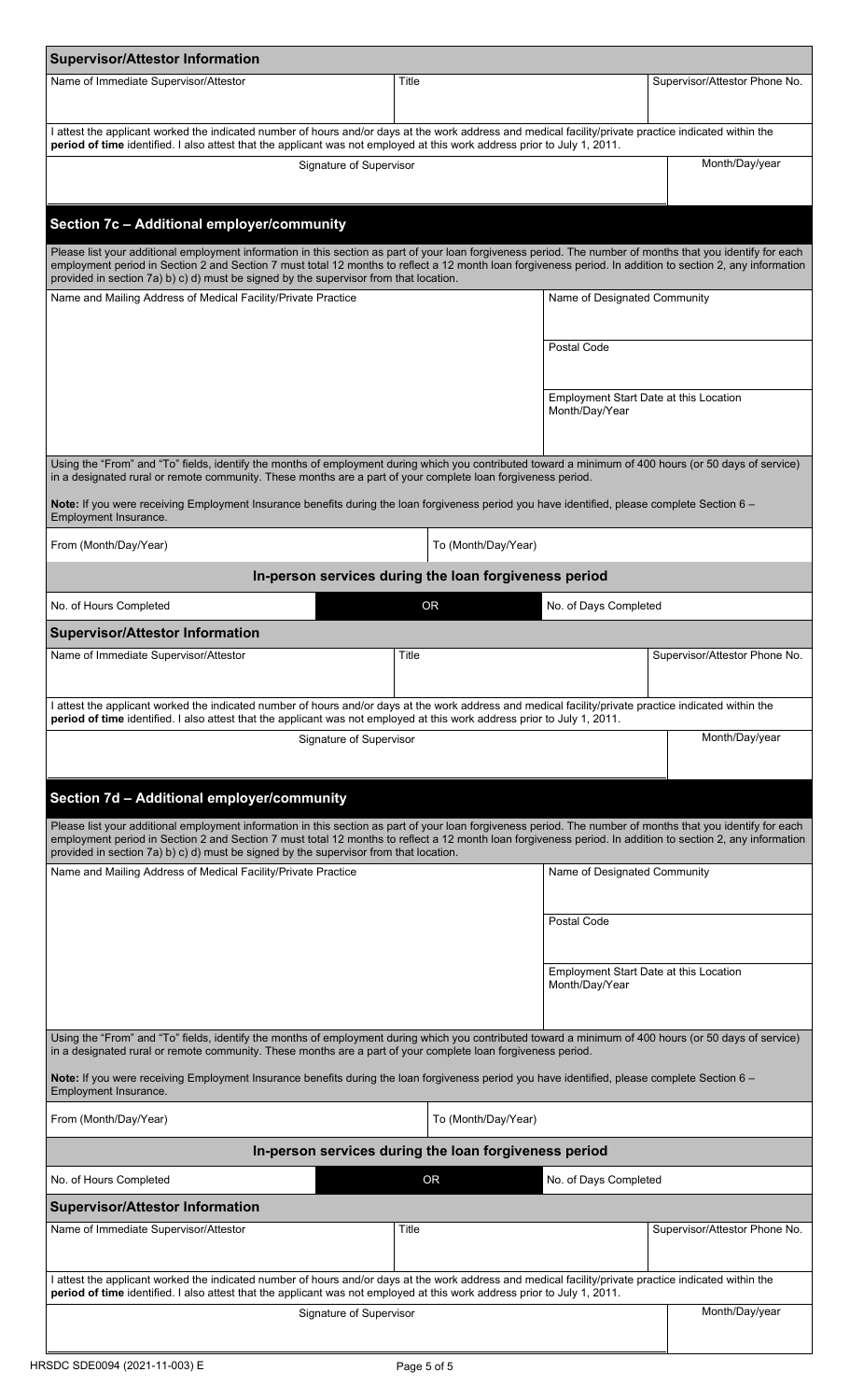**Supervisor/Attestor Information**

| Name of Immediate Supervisor/Attestor | Title | Supervisor/Attestor Phone No. |
|---|---|---|
| | | |

I attest the applicant worked the indicated number of hours and/or days at the work address and medical facility/private practice indicated within the **period of time** identified. I also attest that the applicant was not employed at this work address prior to July 1, 2011.

| Signature of Supervisor | Month/Day/year |
|---|---|
| | |

## Section 7c – Additional employer/community

Please list your additional employment information in this section as part of your loan forgiveness period. The number of months that you identify for each employment period in Section 2 and Section 7 must total 12 months to reflect a 12 month loan forgiveness period. In addition to section 2, any information provided in section 7a) b) c) d) must be signed by the supervisor from that location.

| Name and Mailing Address of Medical Facility/Private Practice | |
|---|---|
| | Name of Designated Community |
| | Postal Code |
| | Employment Start Date at this Location Month/Day/Year |

Using the "From" and "To" fields, identify the months of employment during which you contributed toward a minimum of 400 hours (or 50 days of service) in a designated rural or remote community. These months are a part of your complete loan forgiveness period.

**Note:** If you were receiving Employment Insurance benefits during the loan forgiveness period you have identified, please complete Section 6 – Employment Insurance.

| From (Month/Day/Year) | To (Month/Day/Year) |
|---|---|
| | |

**In-person services during the loan forgiveness period**

| No. of Hours Completed | OR | No. of Days Completed |
|---|---|---|
| | | |

**Supervisor/Attestor Information**

| Name of Immediate Supervisor/Attestor | Title | Supervisor/Attestor Phone No. |
|---|---|---|
| | | |

I attest the applicant worked the indicated number of hours and/or days at the work address and medical facility/private practice indicated within the **period of time** identified. I also attest that the applicant was not employed at this work address prior to July 1, 2011.

| Signature of Supervisor | Month/Day/year |
|---|---|
| | |

## Section 7d – Additional employer/community

Please list your additional employment information in this section as part of your loan forgiveness period. The number of months that you identify for each employment period in Section 2 and Section 7 must total 12 months to reflect a 12 month loan forgiveness period. In addition to section 2, any information provided in section 7a) b) c) d) must be signed by the supervisor from that location.

| Name and Mailing Address of Medical Facility/Private Practice | |
|---|---|
| | Name of Designated Community |
| | Postal Code |
| | Employment Start Date at this Location Month/Day/Year |

Using the "From" and "To" fields, identify the months of employment during which you contributed toward a minimum of 400 hours (or 50 days of service) in a designated rural or remote community. These months are a part of your complete loan forgiveness period.

**Note:** If you were receiving Employment Insurance benefits during the loan forgiveness period you have identified, please complete Section 6 – Employment Insurance.

| From (Month/Day/Year) | To (Month/Day/Year) |
|---|---|
| | |

**In-person services during the loan forgiveness period**

| No. of Hours Completed | OR | No. of Days Completed |
|---|---|---|
| | | |

**Supervisor/Attestor Information**

| Name of Immediate Supervisor/Attestor | Title | Supervisor/Attestor Phone No. |
|---|---|---|
| | | |

I attest the applicant worked the indicated number of hours and/or days at the work address and medical facility/private practice indicated within the **period of time** identified. I also attest that the applicant was not employed at this work address prior to July 1, 2011.

| Signature of Supervisor | Month/Day/year |
|---|---|
| | |

HRSDC SDE0094 (2021-11-003) E